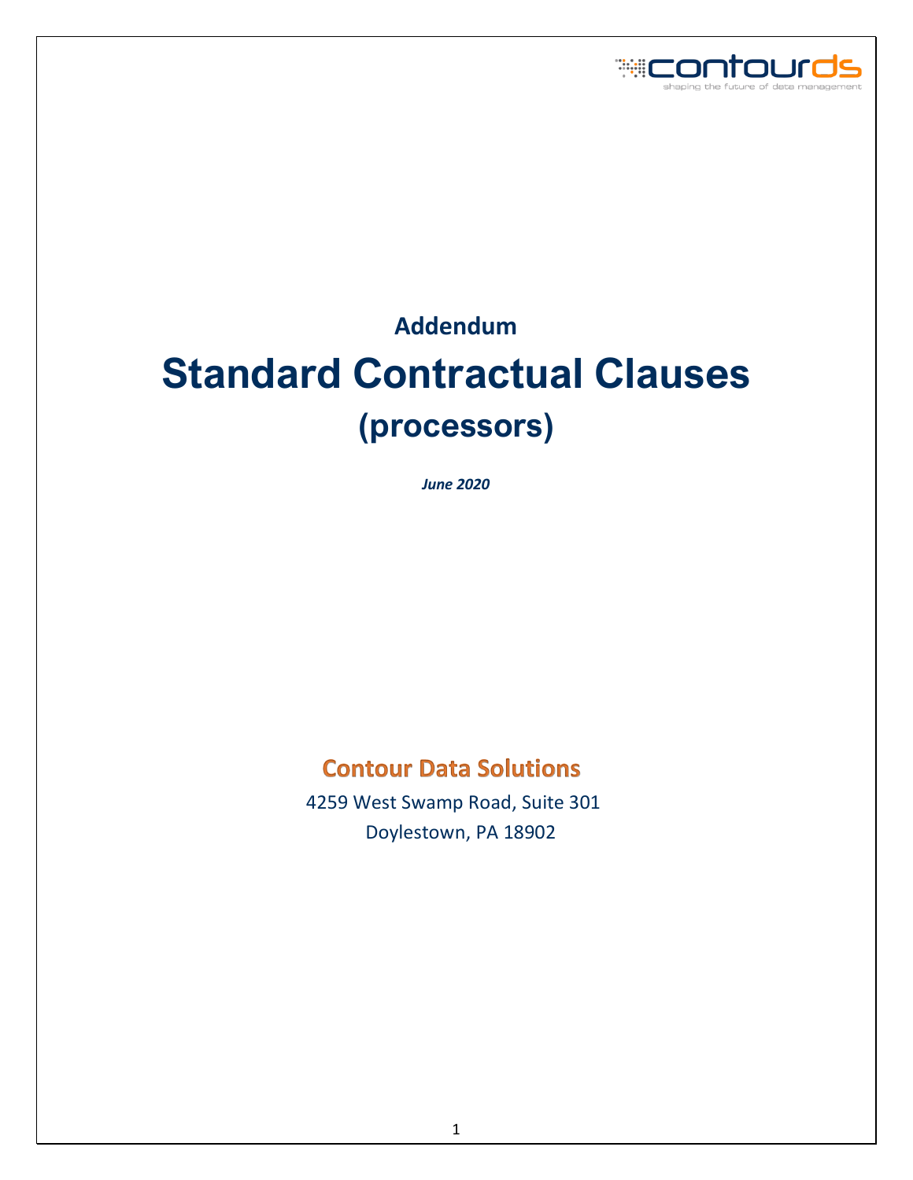contourds

shaping the future of data management

## Addendum

# Standard Contractual Clauses

## (processors)

***June 2020***

**Contour Data Solutions**

4259 West Swamp Road, Suite 301

Doylestown, PA 18902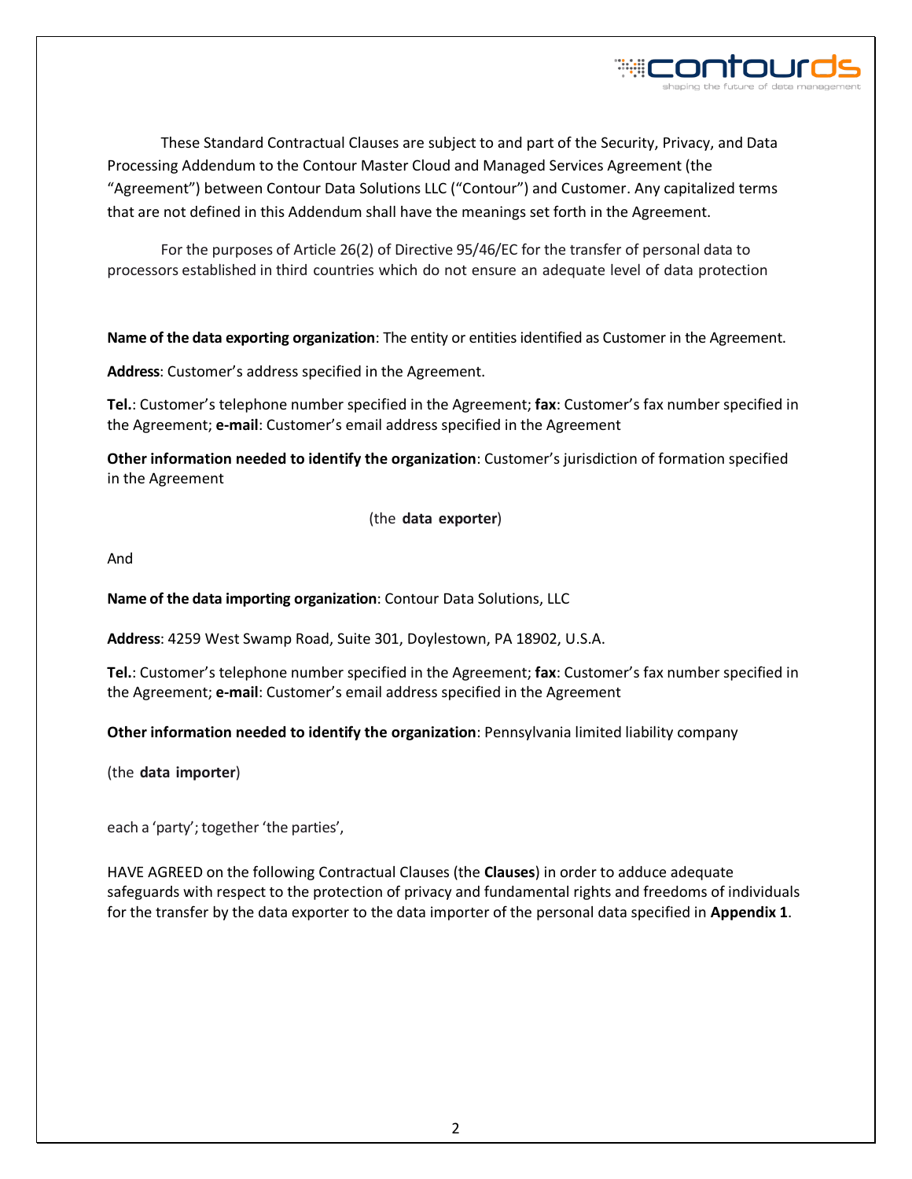These Standard Contractual Clauses are subject to and part of the Security, Privacy, and Data Processing Addendum to the Contour Master Cloud and Managed Services Agreement (the "Agreement") between Contour Data Solutions LLC ("Contour") and Customer. Any capitalized terms that are not defined in this Addendum shall have the meanings set forth in the Agreement.

For the purposes of Article 26(2) of Directive 95/46/EC for the transfer of personal data to processors established in third countries which do not ensure an adequate level of data protection

**Name of the data exporting organization**: The entity or entities identified as Customer in the Agreement.

**Address**: Customer's address specified in the Agreement.

**Tel.**: Customer's telephone number specified in the Agreement; **fax**: Customer's fax number specified in the Agreement; **e-mail**: Customer's email address specified in the Agreement

**Other information needed to identify the organization**: Customer's jurisdiction of formation specified in the Agreement

(the **data exporter**)

And

**Name of the data importing organization**: Contour Data Solutions, LLC

**Address**: 4259 West Swamp Road, Suite 301, Doylestown, PA 18902, U.S.A.

**Tel.**: Customer's telephone number specified in the Agreement; **fax**: Customer's fax number specified in the Agreement; **e-mail**: Customer's email address specified in the Agreement

**Other information needed to identify the organization**: Pennsylvania limited liability company

(the **data importer**)

each a 'party'; together 'the parties',

HAVE AGREED on the following Contractual Clauses (the **Clauses**) in order to adduce adequate safeguards with respect to the protection of privacy and fundamental rights and freedoms of individuals for the transfer by the data exporter to the data importer of the personal data specified in **Appendix 1**.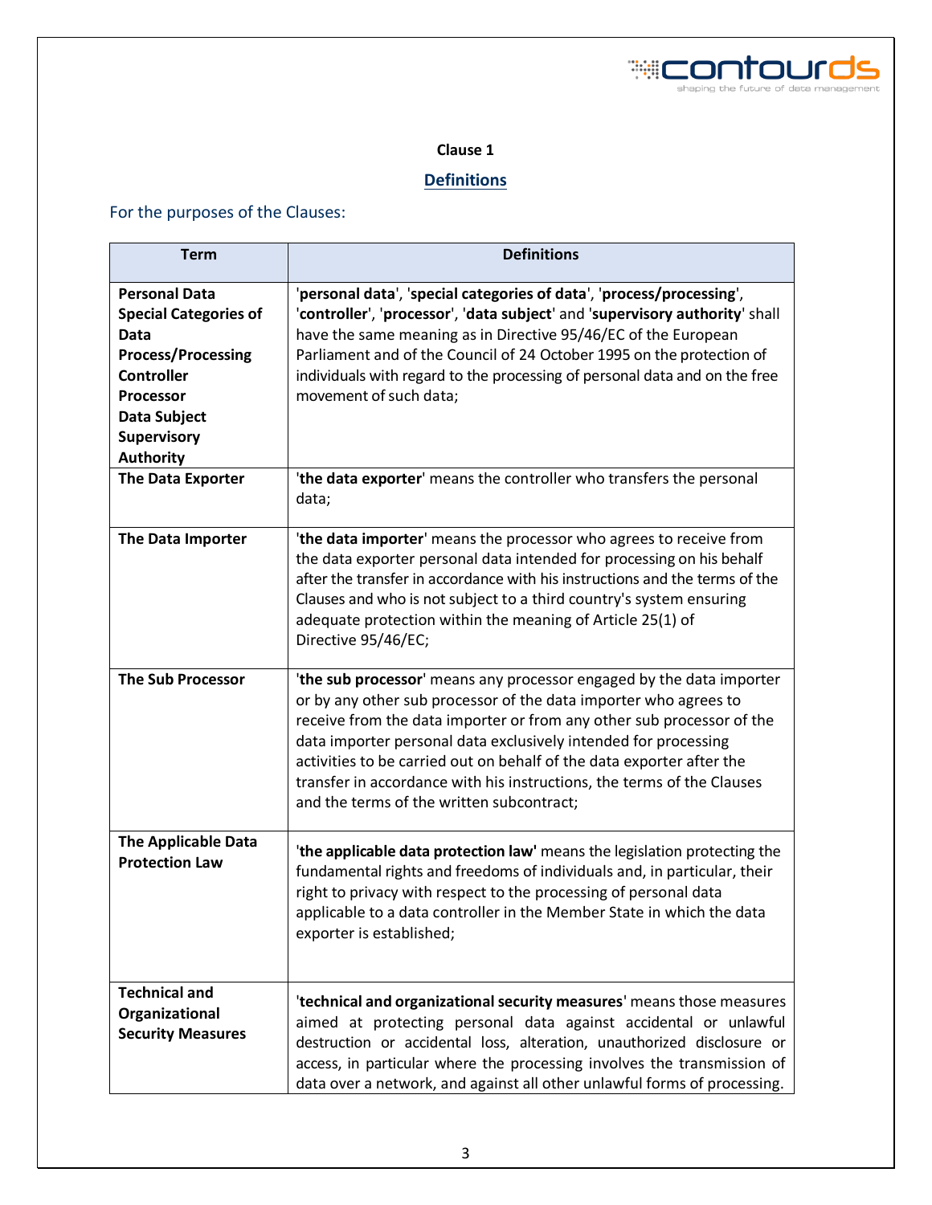**Clause 1**

## Definitions

For the purposes of the Clauses:

| Term | Definitions |
|---|---|
| **Personal Data**<br>**Special Categories of Data**<br>**Process/Processing**<br>**Controller**<br>**Processor**<br>**Data Subject**<br>**Supervisory Authority** | '**personal data**', '**special categories of data**', '**process/processing**', '**controller**', '**processor**', '**data subject**' and '**supervisory authority**' shall have the same meaning as in Directive 95/46/EC of the European Parliament and of the Council of 24 October 1995 on the protection of individuals with regard to the processing of personal data and on the free movement of such data; |
| **The Data Exporter** | '**the data exporter**' means the controller who transfers the personal data; |
| **The Data Importer** | '**the data importer**' means the processor who agrees to receive from the data exporter personal data intended for processing on his behalf after the transfer in accordance with his instructions and the terms of the Clauses and who is not subject to a third country's system ensuring adequate protection within the meaning of Article 25(1) of Directive 95/46/EC; |
| **The Sub Processor** | '**the sub processor**' means any processor engaged by the data importer or by any other sub processor of the data importer who agrees to receive from the data importer or from any other sub processor of the data importer personal data exclusively intended for processing activities to be carried out on behalf of the data exporter after the transfer in accordance with his instructions, the terms of the Clauses and the terms of the written subcontract; |
| **The Applicable Data Protection Law** | '**the applicable data protection law'** means the legislation protecting the fundamental rights and freedoms of individuals and, in particular, their right to privacy with respect to the processing of personal data applicable to a data controller in the Member State in which the data exporter is established; |
| **Technical and Organizational Security Measures** | '**technical and organizational security measures**' means those measures aimed at protecting personal data against accidental or unlawful destruction or accidental loss, alteration, unauthorized disclosure or access, in particular where the processing involves the transmission of data over a network, and against all other unlawful forms of processing. |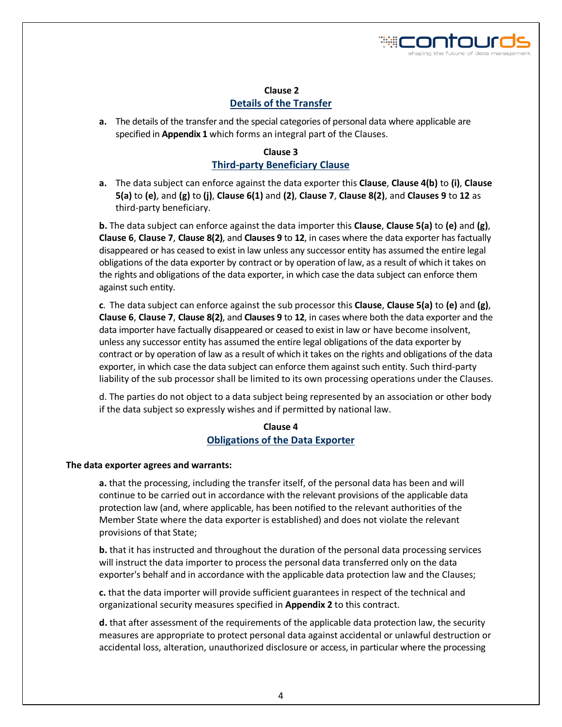### Clause 2
### Details of the Transfer

**a.** The details of the transfer and the special categories of personal data where applicable are specified in **Appendix 1** which forms an integral part of the Clauses.

### Clause 3
### Third-party Beneficiary Clause

**a.** The data subject can enforce against the data exporter this **Clause**, **Clause 4(b)** to **(i)**, **Clause 5(a)** to **(e)**, and **(g)** to **(j)**, **Clause 6(1)** and **(2)**, **Clause 7**, **Clause 8(2)**, and **Clauses 9** to **12** as third-party beneficiary.

**b.** The data subject can enforce against the data importer this **Clause**, **Clause 5(a)** to **(e)** and **(g)**, **Clause 6**, **Clause 7**, **Clause 8(2)**, and **Clauses 9** to **12**, in cases where the data exporter has factually disappeared or has ceased to exist in law unless any successor entity has assumed the entire legal obligations of the data exporter by contract or by operation of law, as a result of which it takes on the rights and obligations of the data exporter, in which case the data subject can enforce them against such entity.

**c**. The data subject can enforce against the sub processor this **Clause**, **Clause 5(a)** to **(e)** and **(g)**, **Clause 6**, **Clause 7**, **Clause 8(2)**, and **Clauses 9** to **12**, in cases where both the data exporter and the data importer have factually disappeared or ceased to exist in law or have become insolvent, unless any successor entity has assumed the entire legal obligations of the data exporter by contract or by operation of law as a result of which it takes on the rights and obligations of the data exporter, in which case the data subject can enforce them against such entity. Such third-party liability of the sub processor shall be limited to its own processing operations under the Clauses.

d. The parties do not object to a data subject being represented by an association or other body if the data subject so expressly wishes and if permitted by national law.

### Clause 4
### Obligations of the Data Exporter

**The data exporter agrees and warrants:**

**a.** that the processing, including the transfer itself, of the personal data has been and will continue to be carried out in accordance with the relevant provisions of the applicable data protection law (and, where applicable, has been notified to the relevant authorities of the Member State where the data exporter is established) and does not violate the relevant provisions of that State;

**b.** that it has instructed and throughout the duration of the personal data processing services will instruct the data importer to process the personal data transferred only on the data exporter's behalf and in accordance with the applicable data protection law and the Clauses;

**c.** that the data importer will provide sufficient guarantees in respect of the technical and organizational security measures specified in **Appendix 2** to this contract.

**d.** that after assessment of the requirements of the applicable data protection law, the security measures are appropriate to protect personal data against accidental or unlawful destruction or accidental loss, alteration, unauthorized disclosure or access, in particular where the processing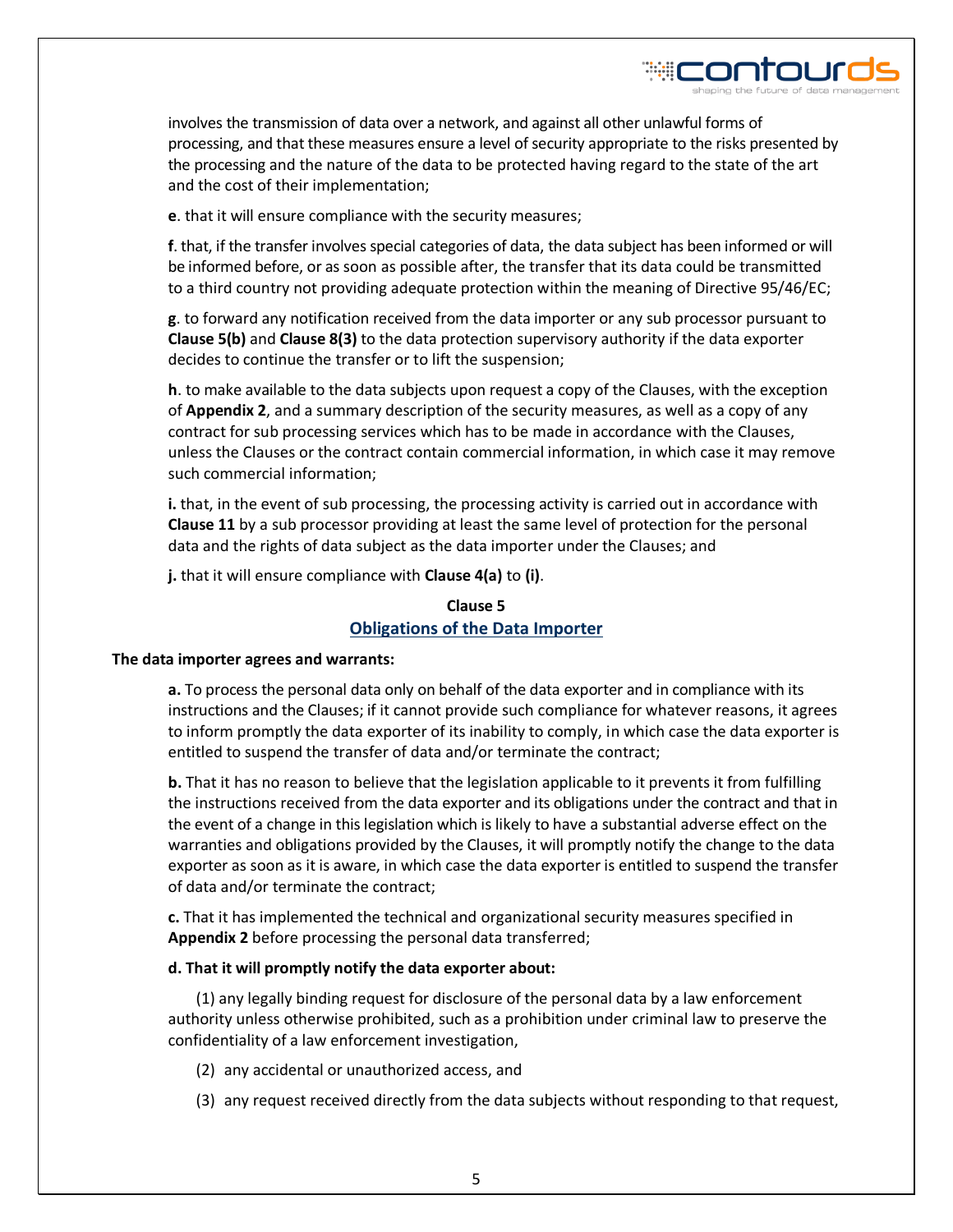involves the transmission of data over a network, and against all other unlawful forms of processing, and that these measures ensure a level of security appropriate to the risks presented by the processing and the nature of the data to be protected having regard to the state of the art and the cost of their implementation;

**e**. that it will ensure compliance with the security measures;

**f**. that, if the transfer involves special categories of data, the data subject has been informed or will be informed before, or as soon as possible after, the transfer that its data could be transmitted to a third country not providing adequate protection within the meaning of Directive 95/46/EC;

**g**. to forward any notification received from the data importer or any sub processor pursuant to **Clause 5(b)** and **Clause 8(3)** to the data protection supervisory authority if the data exporter decides to continue the transfer or to lift the suspension;

**h**. to make available to the data subjects upon request a copy of the Clauses, with the exception of **Appendix 2**, and a summary description of the security measures, as well as a copy of any contract for sub processing services which has to be made in accordance with the Clauses, unless the Clauses or the contract contain commercial information, in which case it may remove such commercial information;

**i.** that, in the event of sub processing, the processing activity is carried out in accordance with **Clause 11** by a sub processor providing at least the same level of protection for the personal data and the rights of data subject as the data importer under the Clauses; and

**j.** that it will ensure compliance with **Clause 4(a)** to **(i)**.

## Clause 5
## Obligations of the Data Importer

**The data importer agrees and warrants:**

**a.** To process the personal data only on behalf of the data exporter and in compliance with its instructions and the Clauses; if it cannot provide such compliance for whatever reasons, it agrees to inform promptly the data exporter of its inability to comply, in which case the data exporter is entitled to suspend the transfer of data and/or terminate the contract;

**b.** That it has no reason to believe that the legislation applicable to it prevents it from fulfilling the instructions received from the data exporter and its obligations under the contract and that in the event of a change in this legislation which is likely to have a substantial adverse effect on the warranties and obligations provided by the Clauses, it will promptly notify the change to the data exporter as soon as it is aware, in which case the data exporter is entitled to suspend the transfer of data and/or terminate the contract;

**c.** That it has implemented the technical and organizational security measures specified in **Appendix 2** before processing the personal data transferred;

**d. That it will promptly notify the data exporter about:**

(1) any legally binding request for disclosure of the personal data by a law enforcement authority unless otherwise prohibited, such as a prohibition under criminal law to preserve the confidentiality of a law enforcement investigation,

(2) any accidental or unauthorized access, and

(3) any request received directly from the data subjects without responding to that request,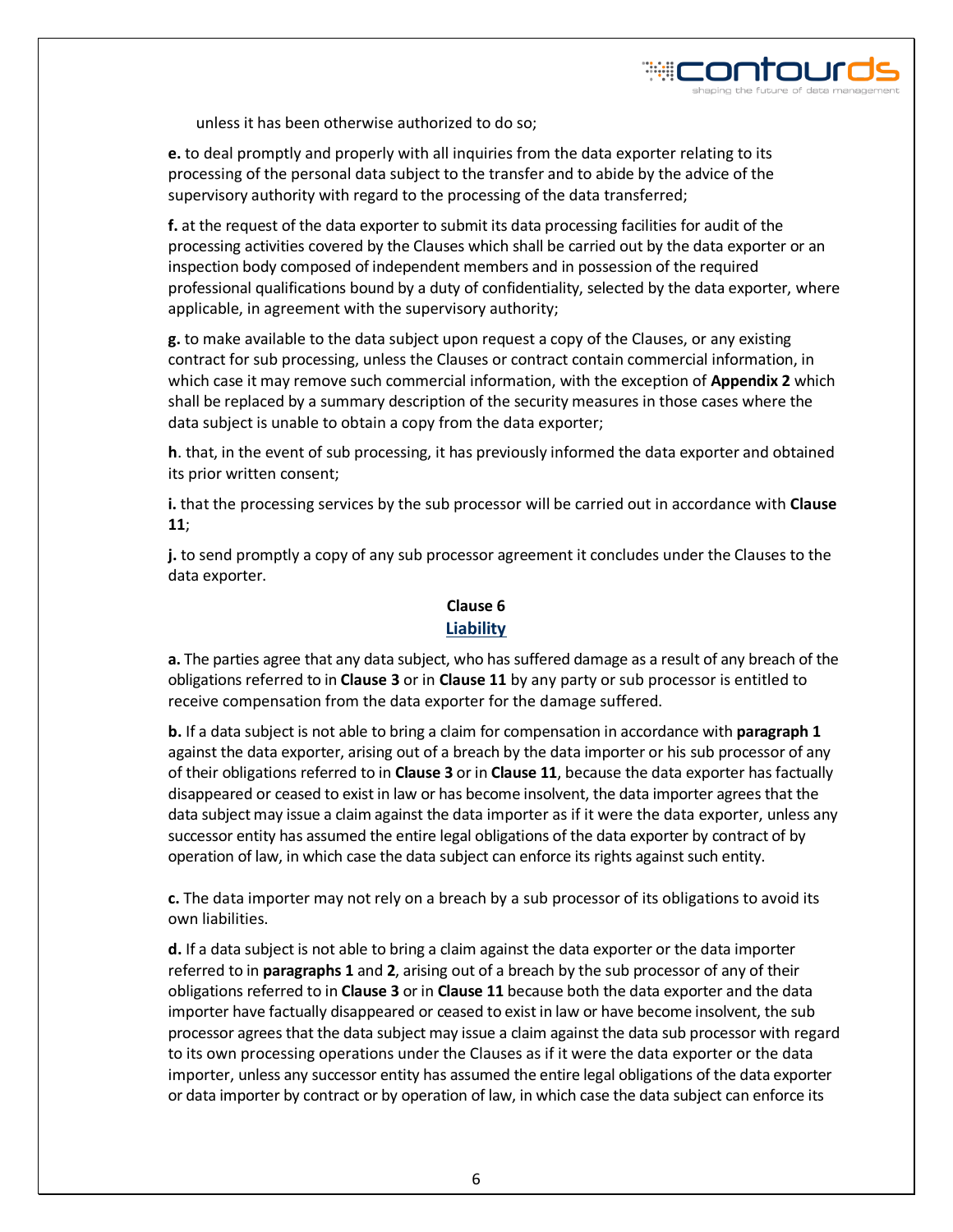unless it has been otherwise authorized to do so;

**e.** to deal promptly and properly with all inquiries from the data exporter relating to its processing of the personal data subject to the transfer and to abide by the advice of the supervisory authority with regard to the processing of the data transferred;

**f.** at the request of the data exporter to submit its data processing facilities for audit of the processing activities covered by the Clauses which shall be carried out by the data exporter or an inspection body composed of independent members and in possession of the required professional qualifications bound by a duty of confidentiality, selected by the data exporter, where applicable, in agreement with the supervisory authority;

**g.** to make available to the data subject upon request a copy of the Clauses, or any existing contract for sub processing, unless the Clauses or contract contain commercial information, in which case it may remove such commercial information, with the exception of **Appendix 2** which shall be replaced by a summary description of the security measures in those cases where the data subject is unable to obtain a copy from the data exporter;

**h**. that, in the event of sub processing, it has previously informed the data exporter and obtained its prior written consent;

**i.** that the processing services by the sub processor will be carried out in accordance with **Clause 11**;

**j.** to send promptly a copy of any sub processor agreement it concludes under the Clauses to the data exporter.

## Clause 6
## Liability

**a.** The parties agree that any data subject, who has suffered damage as a result of any breach of the obligations referred to in **Clause 3** or in **Clause 11** by any party or sub processor is entitled to receive compensation from the data exporter for the damage suffered.

**b.** If a data subject is not able to bring a claim for compensation in accordance with **paragraph 1** against the data exporter, arising out of a breach by the data importer or his sub processor of any of their obligations referred to in **Clause 3** or in **Clause 11**, because the data exporter has factually disappeared or ceased to exist in law or has become insolvent, the data importer agrees that the data subject may issue a claim against the data importer as if it were the data exporter, unless any successor entity has assumed the entire legal obligations of the data exporter by contract of by operation of law, in which case the data subject can enforce its rights against such entity.

**c.** The data importer may not rely on a breach by a sub processor of its obligations to avoid its own liabilities.

**d.** If a data subject is not able to bring a claim against the data exporter or the data importer referred to in **paragraphs 1** and **2**, arising out of a breach by the sub processor of any of their obligations referred to in **Clause 3** or in **Clause 11** because both the data exporter and the data importer have factually disappeared or ceased to exist in law or have become insolvent, the sub processor agrees that the data subject may issue a claim against the data sub processor with regard to its own processing operations under the Clauses as if it were the data exporter or the data importer, unless any successor entity has assumed the entire legal obligations of the data exporter or data importer by contract or by operation of law, in which case the data subject can enforce its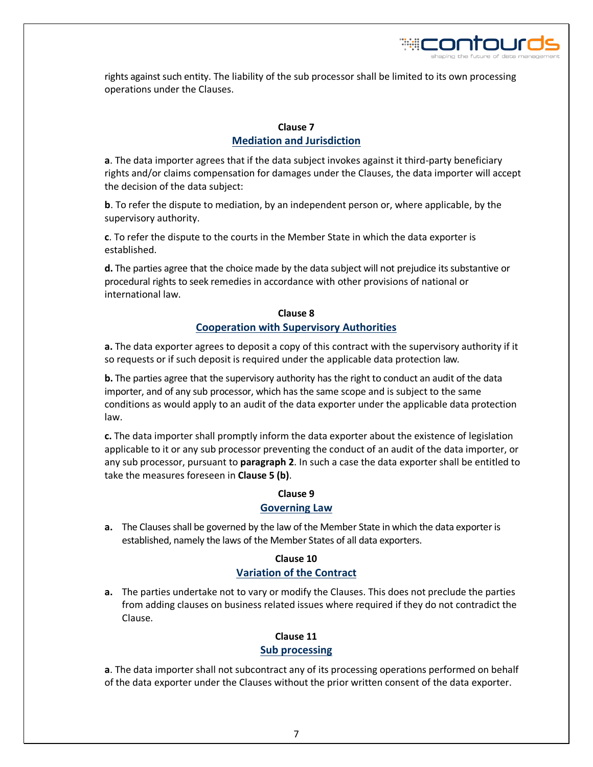rights against such entity. The liability of the sub processor shall be limited to its own processing operations under the Clauses.

## Clause 7
## Mediation and Jurisdiction

**a**. The data importer agrees that if the data subject invokes against it third-party beneficiary rights and/or claims compensation for damages under the Clauses, the data importer will accept the decision of the data subject:

**b**. To refer the dispute to mediation, by an independent person or, where applicable, by the supervisory authority.

**c**. To refer the dispute to the courts in the Member State in which the data exporter is established.

**d.** The parties agree that the choice made by the data subject will not prejudice its substantive or procedural rights to seek remedies in accordance with other provisions of national or international law.

## Clause 8
## Cooperation with Supervisory Authorities

**a.** The data exporter agrees to deposit a copy of this contract with the supervisory authority if it so requests or if such deposit is required under the applicable data protection law.

**b.** The parties agree that the supervisory authority has the right to conduct an audit of the data importer, and of any sub processor, which has the same scope and is subject to the same conditions as would apply to an audit of the data exporter under the applicable data protection law.

**c.** The data importer shall promptly inform the data exporter about the existence of legislation applicable to it or any sub processor preventing the conduct of an audit of the data importer, or any sub processor, pursuant to **paragraph 2**. In such a case the data exporter shall be entitled to take the measures foreseen in **Clause 5 (b)**.

## Clause 9
## Governing Law

**a.** The Clauses shall be governed by the law of the Member State in which the data exporter is established, namely the laws of the Member States of all data exporters.

## Clause 10
## Variation of the Contract

**a.** The parties undertake not to vary or modify the Clauses. This does not preclude the parties from adding clauses on business related issues where required if they do not contradict the Clause.

## Clause 11
## Sub processing

**a**. The data importer shall not subcontract any of its processing operations performed on behalf of the data exporter under the Clauses without the prior written consent of the data exporter.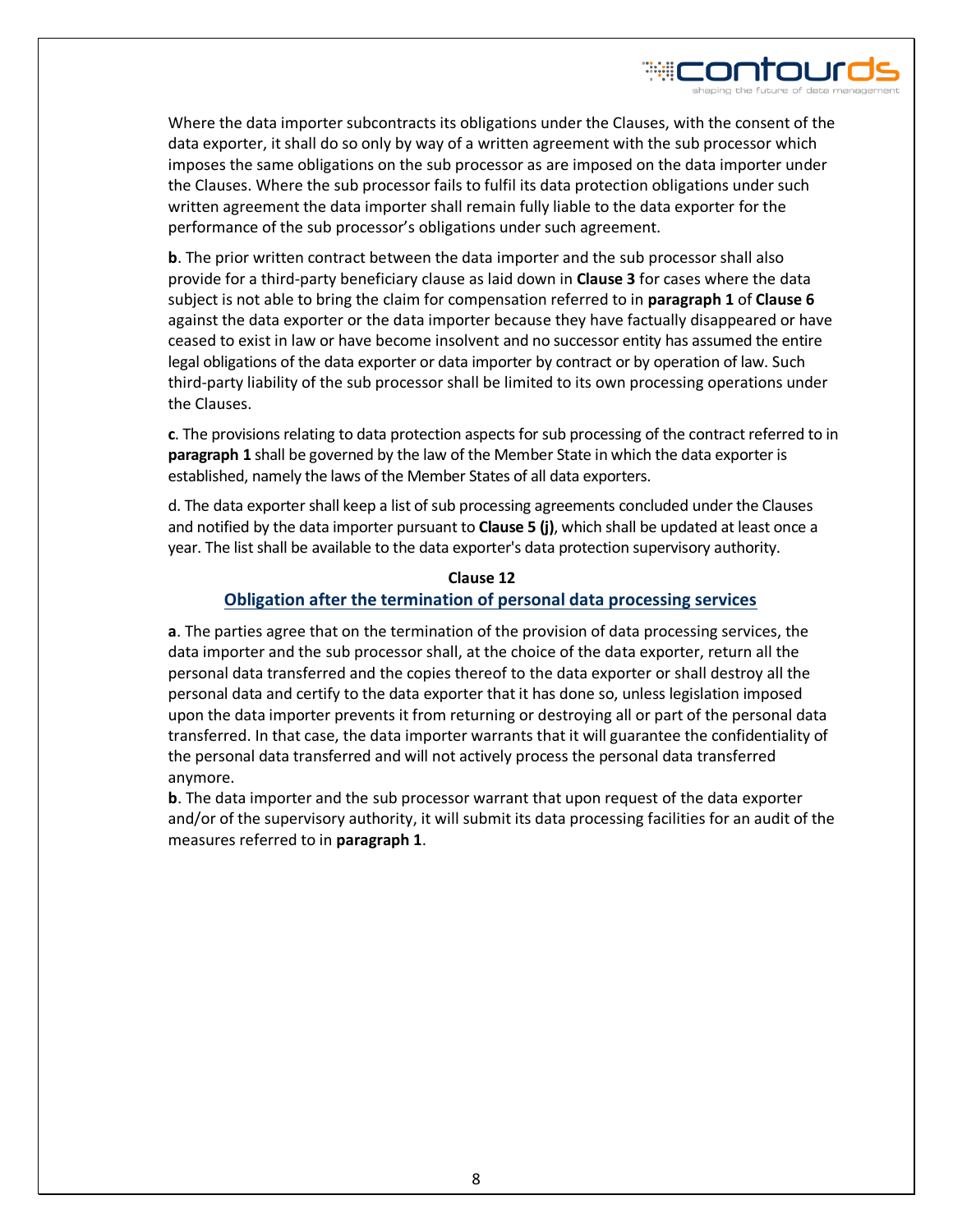Where the data importer subcontracts its obligations under the Clauses, with the consent of the data exporter, it shall do so only by way of a written agreement with the sub processor which imposes the same obligations on the sub processor as are imposed on the data importer under the Clauses. Where the sub processor fails to fulfil its data protection obligations under such written agreement the data importer shall remain fully liable to the data exporter for the performance of the sub processor's obligations under such agreement.

**b**. The prior written contract between the data importer and the sub processor shall also provide for a third-party beneficiary clause as laid down in **Clause 3** for cases where the data subject is not able to bring the claim for compensation referred to in **paragraph 1** of **Clause 6** against the data exporter or the data importer because they have factually disappeared or have ceased to exist in law or have become insolvent and no successor entity has assumed the entire legal obligations of the data exporter or data importer by contract or by operation of law. Such third-party liability of the sub processor shall be limited to its own processing operations under the Clauses.

**c**. The provisions relating to data protection aspects for sub processing of the contract referred to in **paragraph 1** shall be governed by the law of the Member State in which the data exporter is established, namely the laws of the Member States of all data exporters.

d. The data exporter shall keep a list of sub processing agreements concluded under the Clauses and notified by the data importer pursuant to **Clause 5 (j)**, which shall be updated at least once a year. The list shall be available to the data exporter's data protection supervisory authority.

## Clause 12

## Obligation after the termination of personal data processing services

**a**. The parties agree that on the termination of the provision of data processing services, the data importer and the sub processor shall, at the choice of the data exporter, return all the personal data transferred and the copies thereof to the data exporter or shall destroy all the personal data and certify to the data exporter that it has done so, unless legislation imposed upon the data importer prevents it from returning or destroying all or part of the personal data transferred. In that case, the data importer warrants that it will guarantee the confidentiality of the personal data transferred and will not actively process the personal data transferred anymore.

**b**. The data importer and the sub processor warrant that upon request of the data exporter and/or of the supervisory authority, it will submit its data processing facilities for an audit of the measures referred to in **paragraph 1**.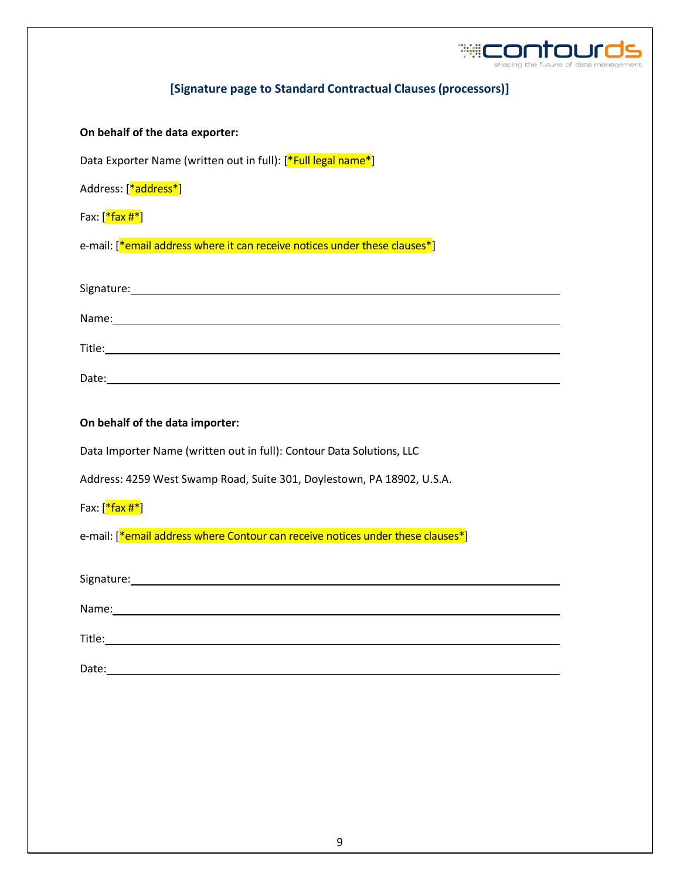## [Signature page to Standard Contractual Clauses (processors)]

**On behalf of the data exporter:**

Data Exporter Name (written out in full): [*Full legal name*]

Address: [*address*]

Fax: [*fax #*]

e-mail: [*email address where it can receive notices under these clauses*]

Signature:\_\_\_\_\_\_\_\_\_\_\_\_\_\_\_\_\_\_\_\_\_\_\_\_\_\_\_\_\_\_\_\_\_\_\_\_\_\_\_\_

Name:\_\_\_\_\_\_\_\_\_\_\_\_\_\_\_\_\_\_\_\_\_\_\_\_\_\_\_\_\_\_\_\_\_\_\_\_\_\_\_\_

Title:\_\_\_\_\_\_\_\_\_\_\_\_\_\_\_\_\_\_\_\_\_\_\_\_\_\_\_\_\_\_\_\_\_\_\_\_\_\_\_\_

Date:\_\_\_\_\_\_\_\_\_\_\_\_\_\_\_\_\_\_\_\_\_\_\_\_\_\_\_\_\_\_\_\_\_\_\_\_\_\_\_\_

**On behalf of the data importer:**

Data Importer Name (written out in full): Contour Data Solutions, LLC

Address: 4259 West Swamp Road, Suite 301, Doylestown, PA 18902, U.S.A.

Fax: [*fax #*]

e-mail: [*email address where Contour can receive notices under these clauses*]

Signature:\_\_\_\_\_\_\_\_\_\_\_\_\_\_\_\_\_\_\_\_\_\_\_\_\_\_\_\_\_\_\_\_\_\_\_\_\_\_\_\_

Name:\_\_\_\_\_\_\_\_\_\_\_\_\_\_\_\_\_\_\_\_\_\_\_\_\_\_\_\_\_\_\_\_\_\_\_\_\_\_\_\_

Title:\_\_\_\_\_\_\_\_\_\_\_\_\_\_\_\_\_\_\_\_\_\_\_\_\_\_\_\_\_\_\_\_\_\_\_\_\_\_\_\_

Date:\_\_\_\_\_\_\_\_\_\_\_\_\_\_\_\_\_\_\_\_\_\_\_\_\_\_\_\_\_\_\_\_\_\_\_\_\_\_\_\_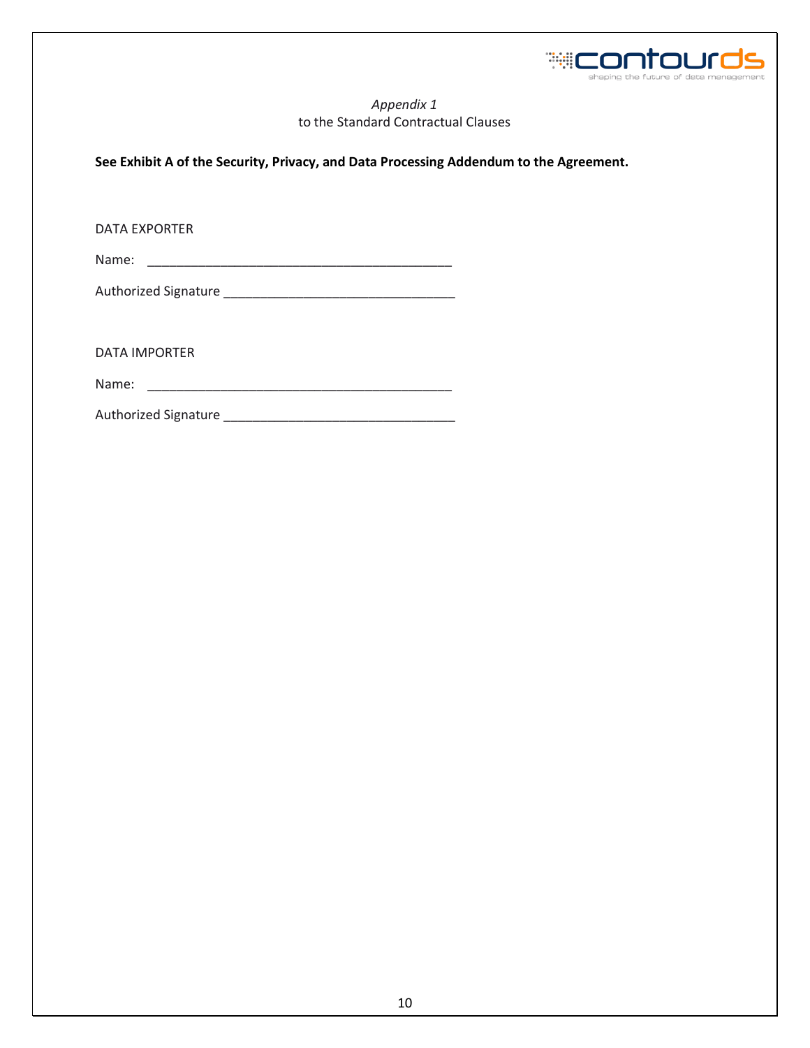*Appendix 1*
to the Standard Contractual Clauses

**See Exhibit A of the Security, Privacy, and Data Processing Addendum to the Agreement.**

DATA EXPORTER

Name: ___________________________________________

Authorized Signature ________________________________

DATA IMPORTER

Name: ___________________________________________

Authorized Signature ________________________________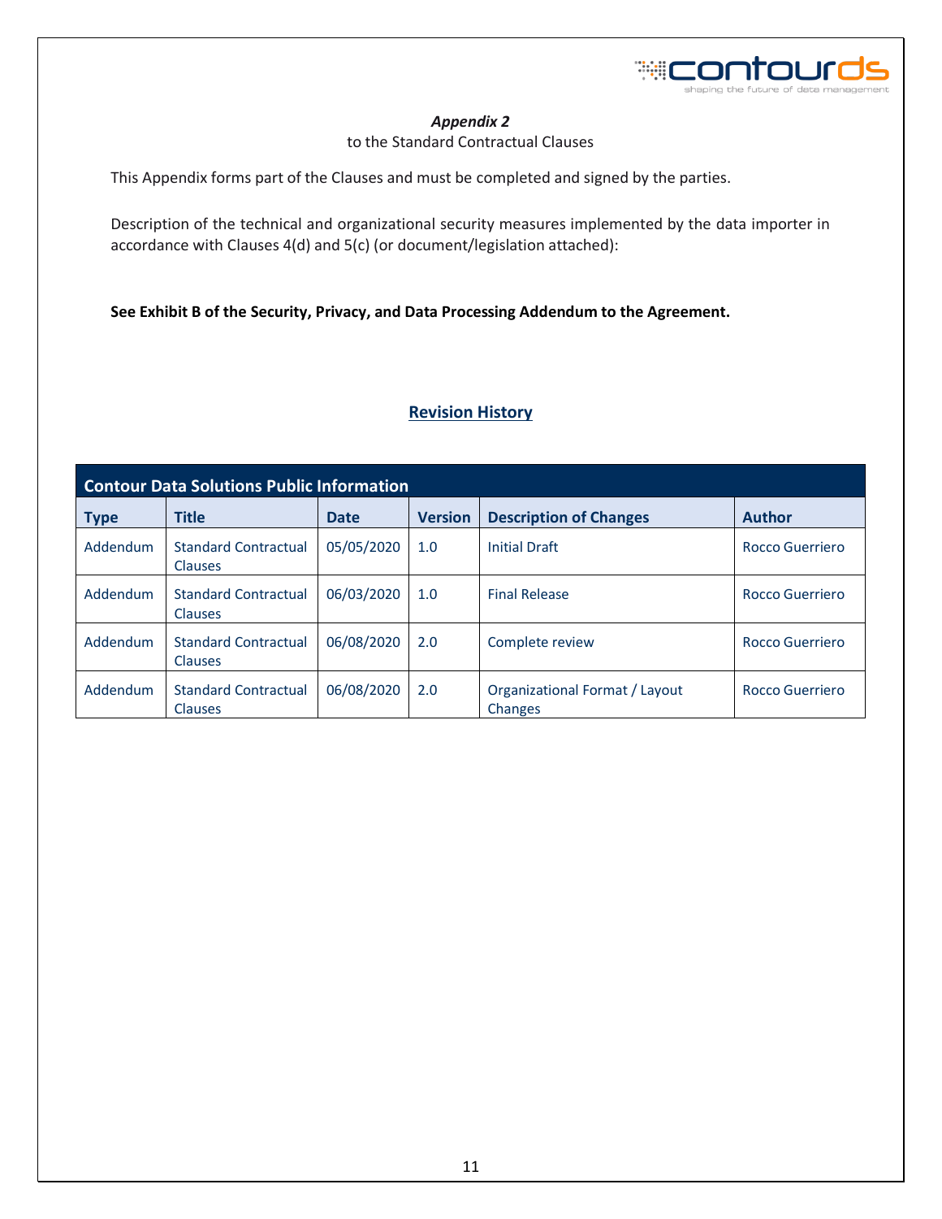*Appendix 2*

to the Standard Contractual Clauses

This Appendix forms part of the Clauses and must be completed and signed by the parties.

Description of the technical and organizational security measures implemented by the data importer in accordance with Clauses 4(d) and 5(c) (or document/legislation attached):

**See Exhibit B of the Security, Privacy, and Data Processing Addendum to the Agreement.**

## Revision History

| Contour Data Solutions Public Information | | | | | |
|---|---|---|---|---|---|
| **Type** | **Title** | **Date** | **Version** | **Description of Changes** | **Author** |
| Addendum | Standard Contractual Clauses | 05/05/2020 | 1.0 | Initial Draft | Rocco Guerriero |
| Addendum | Standard Contractual Clauses | 06/03/2020 | 1.0 | Final Release | Rocco Guerriero |
| Addendum | Standard Contractual Clauses | 06/08/2020 | 2.0 | Complete review | Rocco Guerriero |
| Addendum | Standard Contractual Clauses | 06/08/2020 | 2.0 | Organizational Format / Layout Changes | Rocco Guerriero |